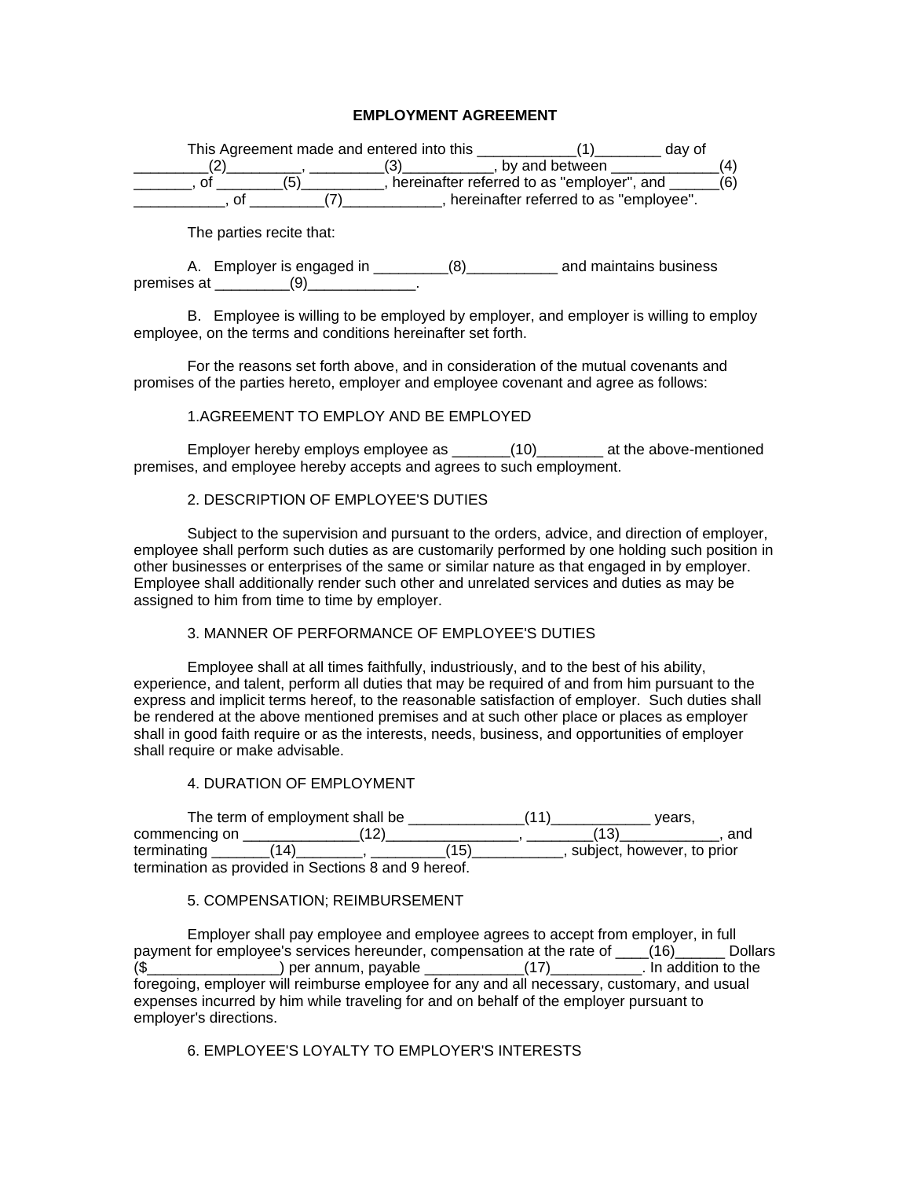# EMPLOYMENT AGREEMENT

This Agreement made and entered into this ____________(1)________ day of _________(2)_________, _________(3)___________, by and between _____________(4) _______, of ________(5)__________, hereinafter referred to as "employer", and ______(6) ___________, of _________(7)____________, hereinafter referred to as "employee".

The parties recite that:

A. Employer is engaged in _________(8)___________ and maintains business premises at _________(9)_____________.

B. Employee is willing to be employed by employer, and employer is willing to employ employee, on the terms and conditions hereinafter set forth.

For the reasons set forth above, and in consideration of the mutual covenants and promises of the parties hereto, employer and employee covenant and agree as follows:

1.AGREEMENT TO EMPLOY AND BE EMPLOYED

Employer hereby employs employee as _______(10)________ at the above-mentioned premises, and employee hereby accepts and agrees to such employment.

2. DESCRIPTION OF EMPLOYEE'S DUTIES

Subject to the supervision and pursuant to the orders, advice, and direction of employer, employee shall perform such duties as are customarily performed by one holding such position in other businesses or enterprises of the same or similar nature as that engaged in by employer. Employee shall additionally render such other and unrelated services and duties as may be assigned to him from time to time by employer.

3. MANNER OF PERFORMANCE OF EMPLOYEE'S DUTIES

Employee shall at all times faithfully, industriously, and to the best of his ability, experience, and talent, perform all duties that may be required of and from him pursuant to the express and implicit terms hereof, to the reasonable satisfaction of employer. Such duties shall be rendered at the above mentioned premises and at such other place or places as employer shall in good faith require or as the interests, needs, business, and opportunities of employer shall require or make advisable.

4. DURATION OF EMPLOYMENT

The term of employment shall be ______________(11)____________ years, commencing on ______________(12)________________, ________(13)____________, and terminating _______(14)________, _________(15)___________, subject, however, to prior termination as provided in Sections 8 and 9 hereof.

5. COMPENSATION; REIMBURSEMENT

Employer shall pay employee and employee agrees to accept from employer, in full payment for employee's services hereunder, compensation at the rate of ____(16)______ Dollars ($________________) per annum, payable ____________(17)___________. In addition to the foregoing, employer will reimburse employee for any and all necessary, customary, and usual expenses incurred by him while traveling for and on behalf of the employer pursuant to employer's directions.

6. EMPLOYEE'S LOYALTY TO EMPLOYER'S INTERESTS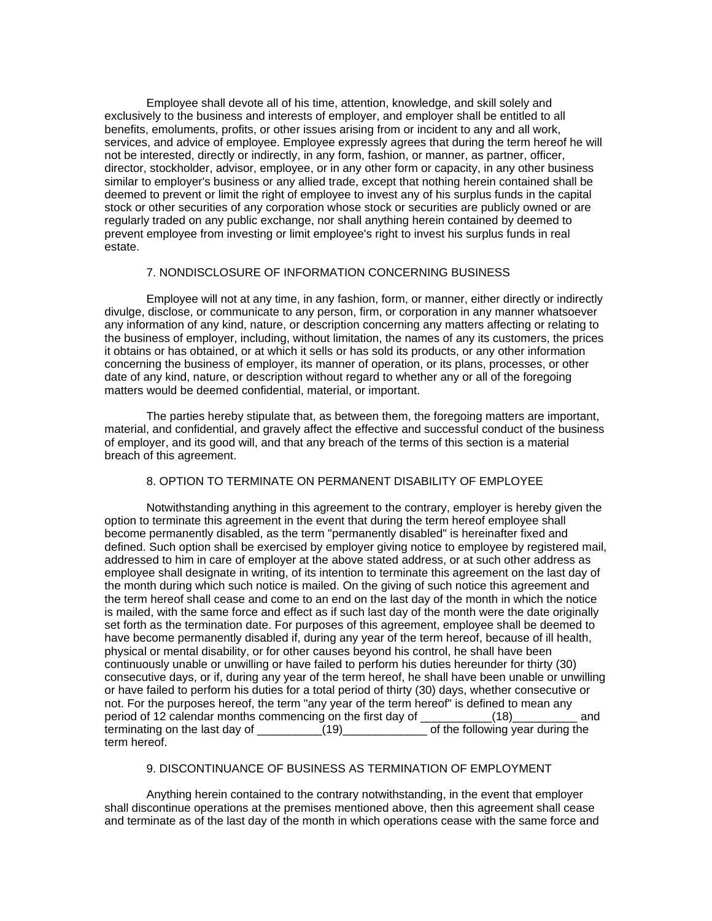Employee shall devote all of his time, attention, knowledge, and skill solely and exclusively to the business and interests of employer, and employer shall be entitled to all benefits, emoluments, profits, or other issues arising from or incident to any and all work, services, and advice of employee. Employee expressly agrees that during the term hereof he will not be interested, directly or indirectly, in any form, fashion, or manner, as partner, officer, director, stockholder, advisor, employee, or in any other form or capacity, in any other business similar to employer's business or any allied trade, except that nothing herein contained shall be deemed to prevent or limit the right of employee to invest any of his surplus funds in the capital stock or other securities of any corporation whose stock or securities are publicly owned or are regularly traded on any public exchange, nor shall anything herein contained by deemed to prevent employee from investing or limit employee's right to invest his surplus funds in real estate.

7. NONDISCLOSURE OF INFORMATION CONCERNING BUSINESS

Employee will not at any time, in any fashion, form, or manner, either directly or indirectly divulge, disclose, or communicate to any person, firm, or corporation in any manner whatsoever any information of any kind, nature, or description concerning any matters affecting or relating to the business of employer, including, without limitation, the names of any its customers, the prices it obtains or has obtained, or at which it sells or has sold its products, or any other information concerning the business of employer, its manner of operation, or its plans, processes, or other date of any kind, nature, or description without regard to whether any or all of the foregoing matters would be deemed confidential, material, or important.

The parties hereby stipulate that, as between them, the foregoing matters are important, material, and confidential, and gravely affect the effective and successful conduct of the business of employer, and its good will, and that any breach of the terms of this section is a material breach of this agreement.

8. OPTION TO TERMINATE ON PERMANENT DISABILITY OF EMPLOYEE

Notwithstanding anything in this agreement to the contrary, employer is hereby given the option to terminate this agreement in the event that during the term hereof employee shall become permanently disabled, as the term "permanently disabled" is hereinafter fixed and defined. Such option shall be exercised by employer giving notice to employee by registered mail, addressed to him in care of employer at the above stated address, or at such other address as employee shall designate in writing, of its intention to terminate this agreement on the last day of the month during which such notice is mailed. On the giving of such notice this agreement and the term hereof shall cease and come to an end on the last day of the month in which the notice is mailed, with the same force and effect as if such last day of the month were the date originally set forth as the termination date. For purposes of this agreement, employee shall be deemed to have become permanently disabled if, during any year of the term hereof, because of ill health, physical or mental disability, or for other causes beyond his control, he shall have been continuously unable or unwilling or have failed to perform his duties hereunder for thirty (30) consecutive days, or if, during any year of the term hereof, he shall have been unable or unwilling or have failed to perform his duties for a total period of thirty (30) days, whether consecutive or not. For the purposes hereof, the term "any year of the term hereof" is defined to mean any period of 12 calendar months commencing on the first day of ___________(18)__________ and terminating on the last day of __________(19)_____________ of the following year during the term hereof.

9. DISCONTINUANCE OF BUSINESS AS TERMINATION OF EMPLOYMENT

Anything herein contained to the contrary notwithstanding, in the event that employer shall discontinue operations at the premises mentioned above, then this agreement shall cease and terminate as of the last day of the month in which operations cease with the same force and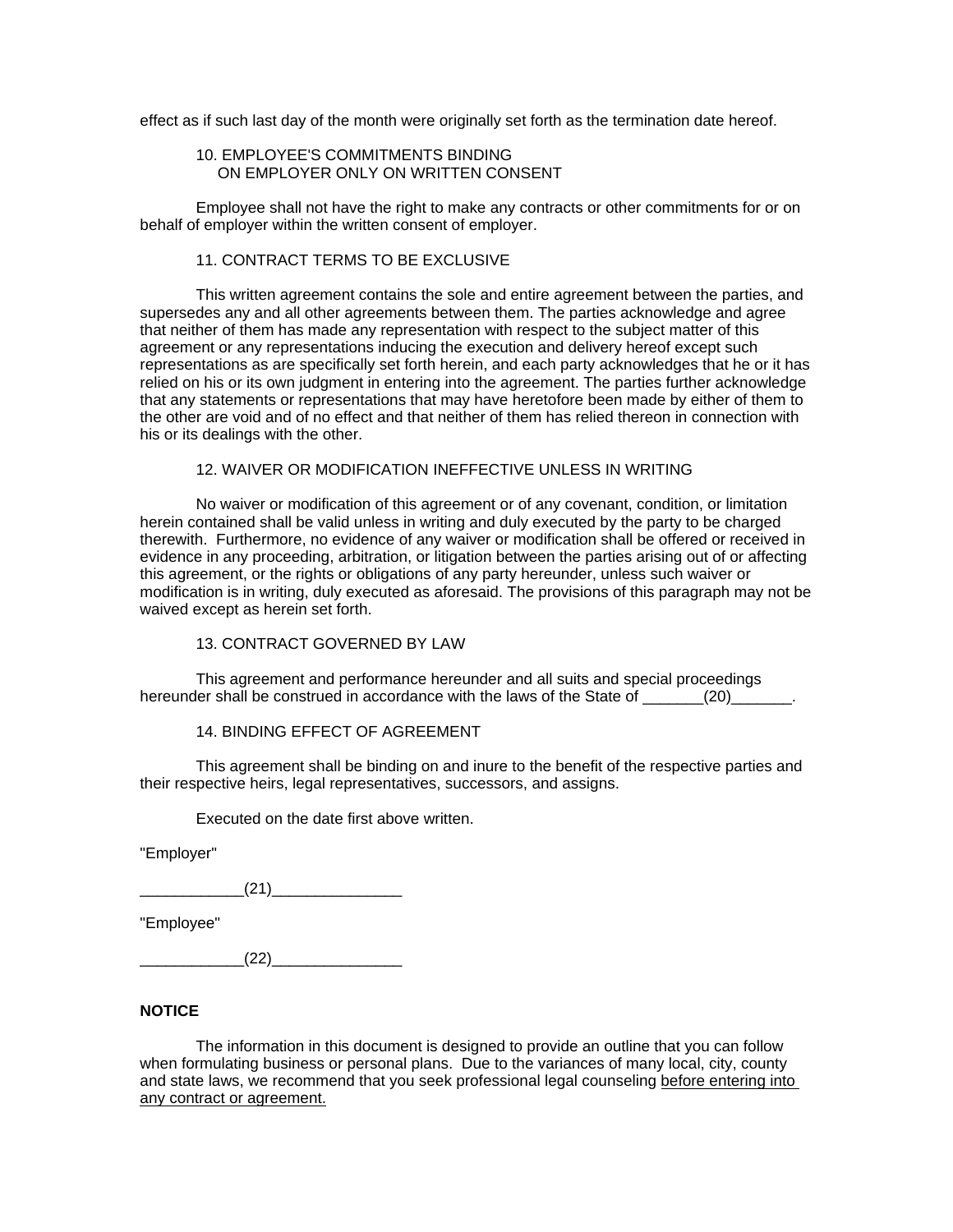effect as if such last day of the month were originally set forth as the termination date hereof.

10. EMPLOYEE'S COMMITMENTS BINDING ON EMPLOYER ONLY ON WRITTEN CONSENT

Employee shall not have the right to make any contracts or other commitments for or on behalf of employer within the written consent of employer.

11. CONTRACT TERMS TO BE EXCLUSIVE

This written agreement contains the sole and entire agreement between the parties, and supersedes any and all other agreements between them. The parties acknowledge and agree that neither of them has made any representation with respect to the subject matter of this agreement or any representations inducing the execution and delivery hereof except such representations as are specifically set forth herein, and each party acknowledges that he or it has relied on his or its own judgment in entering into the agreement. The parties further acknowledge that any statements or representations that may have heretofore been made by either of them to the other are void and of no effect and that neither of them has relied thereon in connection with his or its dealings with the other.

12. WAIVER OR MODIFICATION INEFFECTIVE UNLESS IN WRITING

No waiver or modification of this agreement or of any covenant, condition, or limitation herein contained shall be valid unless in writing and duly executed by the party to be charged therewith. Furthermore, no evidence of any waiver or modification shall be offered or received in evidence in any proceeding, arbitration, or litigation between the parties arising out of or affecting this agreement, or the rights or obligations of any party hereunder, unless such waiver or modification is in writing, duly executed as aforesaid. The provisions of this paragraph may not be waived except as herein set forth.

13. CONTRACT GOVERNED BY LAW

This agreement and performance hereunder and all suits and special proceedings hereunder shall be construed in accordance with the laws of the State of _______(20)_______.

14. BINDING EFFECT OF AGREEMENT

This agreement shall be binding on and inure to the benefit of the respective parties and their respective heirs, legal representatives, successors, and assigns.

Executed on the date first above written.

"Employer"

____________(21)_______________

"Employee"

____________(22)_______________

**NOTICE**

The information in this document is designed to provide an outline that you can follow when formulating business or personal plans. Due to the variances of many local, city, county and state laws, we recommend that you seek professional legal counseling <u>before entering into any contract or agreement.</u>